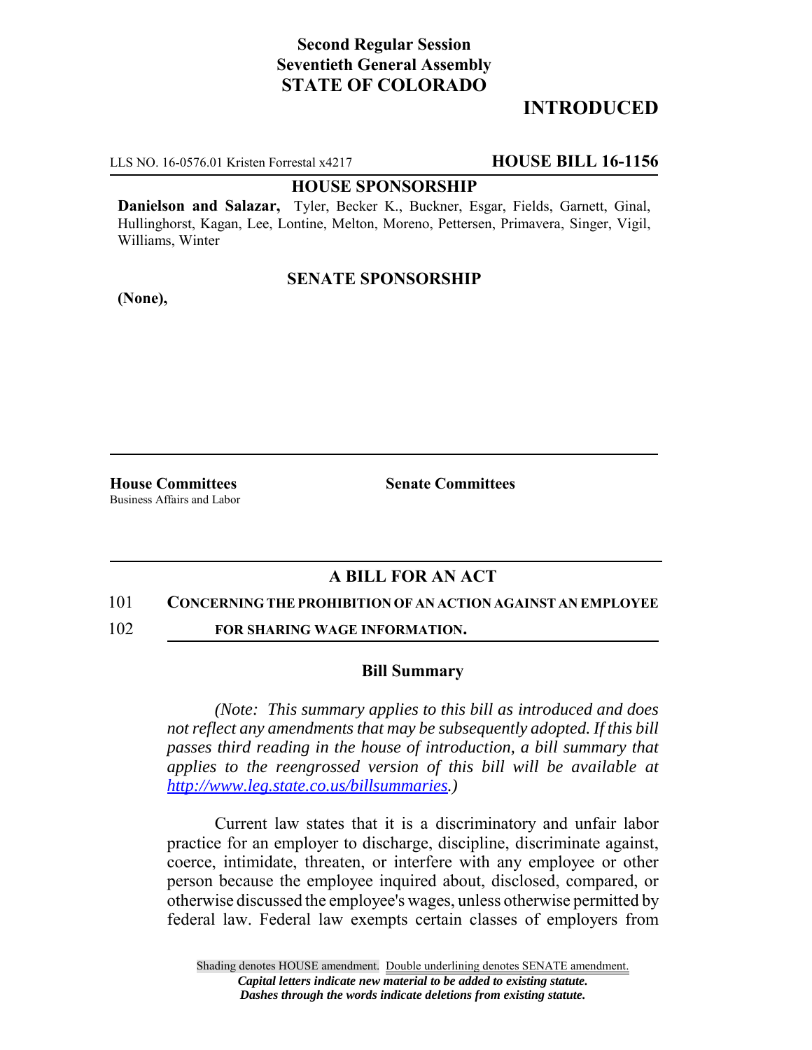**Second Regular Session**
**Seventieth General Assembly**
**STATE OF COLORADO**

## INTRODUCTED

LLS NO. 16-0576.01 Kristen Forrestal x4217 **HOUSE BILL 16-1156**

**HOUSE SPONSORSHIP**

**Danielson and Salazar,** Tyler, Becker K., Buckner, Esgar, Fields, Garnett, Ginal, Hullinghorst, Kagan, Lee, Lontine, Melton, Moreno, Pettersen, Primavera, Singer, Vigil, Williams, Winter

**SENATE SPONSORSHIP**

**(None),**

**House Committees**
Business Affairs and Labor

**Senate Committees**

## A BILL FOR AN ACT

101 **CONCERNING THE PROHIBITION OF AN ACTION AGAINST AN EMPLOYEE**
102 **FOR SHARING WAGE INFORMATION.**

### Bill Summary

*(Note: This summary applies to this bill as introduced and does not reflect any amendments that may be subsequently adopted. If this bill passes third reading in the house of introduction, a bill summary that applies to the reengrossed version of this bill will be available at http://www.leg.state.co.us/billsummaries.)*

Current law states that it is a discriminatory and unfair labor practice for an employer to discharge, discipline, discriminate against, coerce, intimidate, threaten, or interfere with any employee or other person because the employee inquired about, disclosed, compared, or otherwise discussed the employee's wages, unless otherwise permitted by federal law. Federal law exempts certain classes of employers from

Shading denotes HOUSE amendment. Double underlining denotes SENATE amendment.
*Capital letters indicate new material to be added to existing statute.*
*Dashes through the words indicate deletions from existing statute.*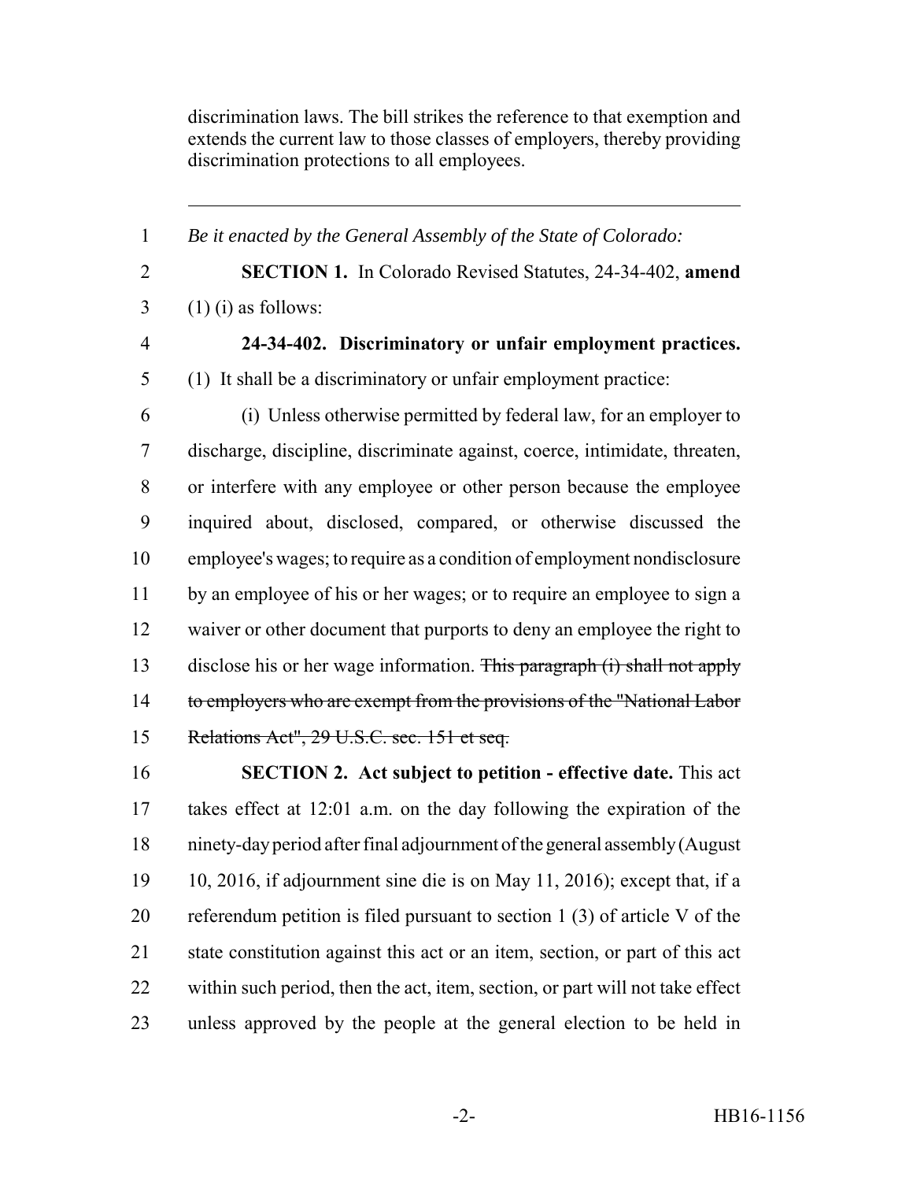discrimination laws. The bill strikes the reference to that exemption and extends the current law to those classes of employers, thereby providing discrimination protections to all employees.

---

1 *Be it enacted by the General Assembly of the State of Colorado:*

2 **SECTION 1.** In Colorado Revised Statutes, 24-34-402, **amend**
3 (1) (i) as follows:

4 **24-34-402. Discriminatory or unfair employment practices.**
5 (1) It shall be a discriminatory or unfair employment practice:

6 (i) Unless otherwise permitted by federal law, for an employer to
7 discharge, discipline, discriminate against, coerce, intimidate, threaten,
8 or interfere with any employee or other person because the employee
9 inquired about, disclosed, compared, or otherwise discussed the
10 employee's wages; to require as a condition of employment nondisclosure
11 by an employee of his or her wages; or to require an employee to sign a
12 waiver or other document that purports to deny an employee the right to
13 disclose his or her wage information. ~~This paragraph (i) shall not apply~~
14 ~~to employers who are exempt from the provisions of the "National Labor~~
15 ~~Relations Act", 29 U.S.C. sec. 151 et seq.~~

16 **SECTION 2. Act subject to petition - effective date.** This act
17 takes effect at 12:01 a.m. on the day following the expiration of the
18 ninety-day period after final adjournment of the general assembly (August
19 10, 2016, if adjournment sine die is on May 11, 2016); except that, if a
20 referendum petition is filed pursuant to section 1 (3) of article V of the
21 state constitution against this act or an item, section, or part of this act
22 within such period, then the act, item, section, or part will not take effect
23 unless approved by the people at the general election to be held in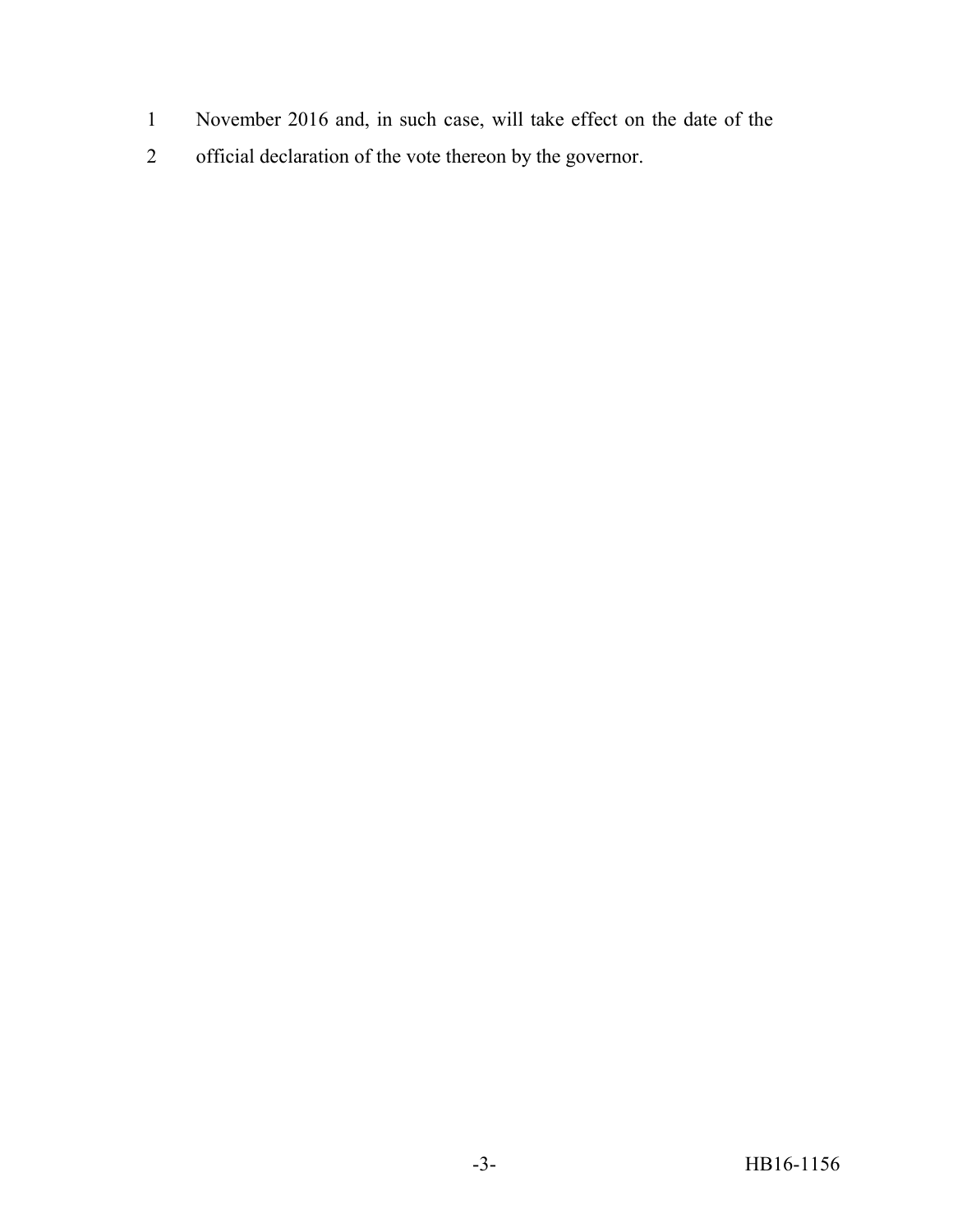November 2016 and, in such case, will take effect on the date of the official declaration of the vote thereon by the governor.